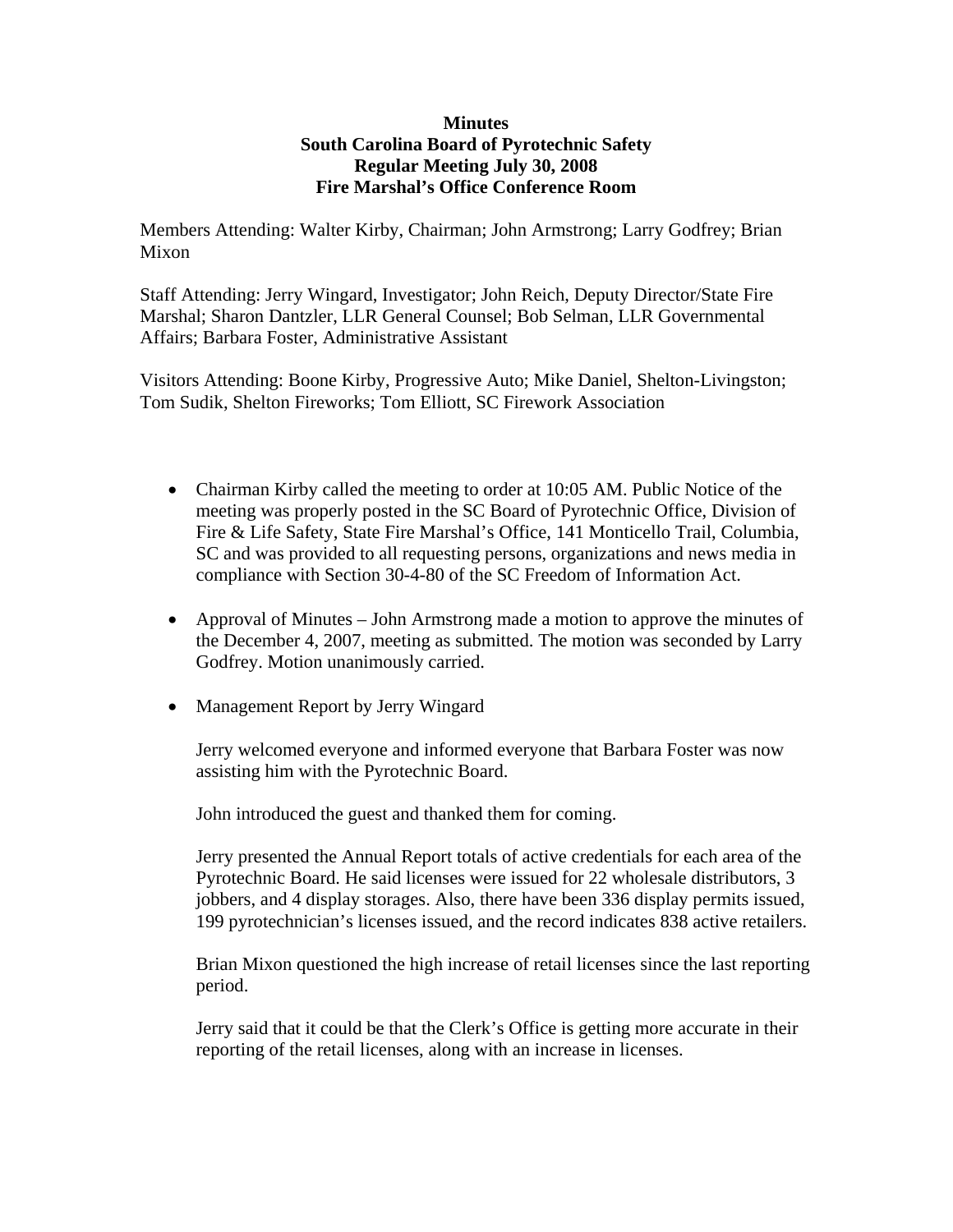**Minutes**
**South Carolina Board of Pyrotechnic Safety**
**Regular Meeting July 30, 2008**
**Fire Marshal's Office Conference Room**

Members Attending: Walter Kirby, Chairman; John Armstrong; Larry Godfrey; Brian Mixon

Staff Attending: Jerry Wingard, Investigator; John Reich, Deputy Director/State Fire Marshal; Sharon Dantzler, LLR General Counsel; Bob Selman, LLR Governmental Affairs; Barbara Foster, Administrative Assistant

Visitors Attending: Boone Kirby, Progressive Auto; Mike Daniel, Shelton-Livingston; Tom Sudik, Shelton Fireworks; Tom Elliott, SC Firework Association

- Chairman Kirby called the meeting to order at 10:05 AM. Public Notice of the meeting was properly posted in the SC Board of Pyrotechnic Office, Division of Fire & Life Safety, State Fire Marshal's Office, 141 Monticello Trail, Columbia, SC and was provided to all requesting persons, organizations and news media in compliance with Section 30-4-80 of the SC Freedom of Information Act.

- Approval of Minutes – John Armstrong made a motion to approve the minutes of the December 4, 2007, meeting as submitted. The motion was seconded by Larry Godfrey. Motion unanimously carried.

- Management Report by Jerry Wingard

  Jerry welcomed everyone and informed everyone that Barbara Foster was now assisting him with the Pyrotechnic Board.

  John introduced the guest and thanked them for coming.

  Jerry presented the Annual Report totals of active credentials for each area of the Pyrotechnic Board. He said licenses were issued for 22 wholesale distributors, 3 jobbers, and 4 display storages. Also, there have been 336 display permits issued, 199 pyrotechnician's licenses issued, and the record indicates 838 active retailers.

  Brian Mixon questioned the high increase of retail licenses since the last reporting period.

  Jerry said that it could be that the Clerk's Office is getting more accurate in their reporting of the retail licenses, along with an increase in licenses.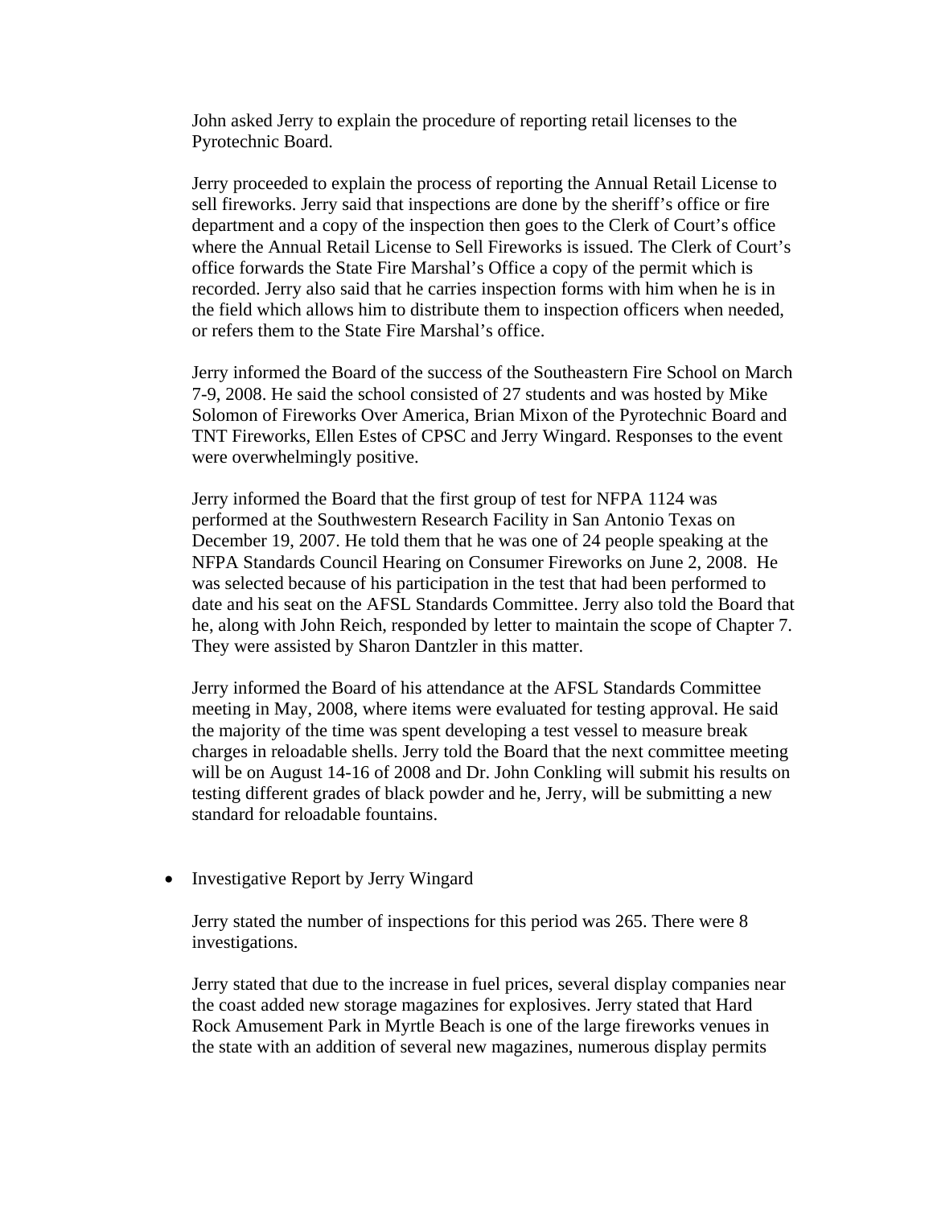John asked Jerry to explain the procedure of reporting retail licenses to the Pyrotechnic Board.

Jerry proceeded to explain the process of reporting the Annual Retail License to sell fireworks. Jerry said that inspections are done by the sheriff's office or fire department and a copy of the inspection then goes to the Clerk of Court's office where the Annual Retail License to Sell Fireworks is issued. The Clerk of Court's office forwards the State Fire Marshal's Office a copy of the permit which is recorded. Jerry also said that he carries inspection forms with him when he is in the field which allows him to distribute them to inspection officers when needed, or refers them to the State Fire Marshal's office.

Jerry informed the Board of the success of the Southeastern Fire School on March 7-9, 2008. He said the school consisted of 27 students and was hosted by Mike Solomon of Fireworks Over America, Brian Mixon of the Pyrotechnic Board and TNT Fireworks, Ellen Estes of CPSC and Jerry Wingard. Responses to the event were overwhelmingly positive.

Jerry informed the Board that the first group of test for NFPA 1124 was performed at the Southwestern Research Facility in San Antonio Texas on December 19, 2007. He told them that he was one of 24 people speaking at the NFPA Standards Council Hearing on Consumer Fireworks on June 2, 2008. He was selected because of his participation in the test that had been performed to date and his seat on the AFSL Standards Committee. Jerry also told the Board that he, along with John Reich, responded by letter to maintain the scope of Chapter 7. They were assisted by Sharon Dantzler in this matter.

Jerry informed the Board of his attendance at the AFSL Standards Committee meeting in May, 2008, where items were evaluated for testing approval. He said the majority of the time was spent developing a test vessel to measure break charges in reloadable shells. Jerry told the Board that the next committee meeting will be on August 14-16 of 2008 and Dr. John Conkling will submit his results on testing different grades of black powder and he, Jerry, will be submitting a new standard for reloadable fountains.

- Investigative Report by Jerry Wingard

  Jerry stated the number of inspections for this period was 265. There were 8 investigations.

  Jerry stated that due to the increase in fuel prices, several display companies near the coast added new storage magazines for explosives. Jerry stated that Hard Rock Amusement Park in Myrtle Beach is one of the large fireworks venues in the state with an addition of several new magazines, numerous display permits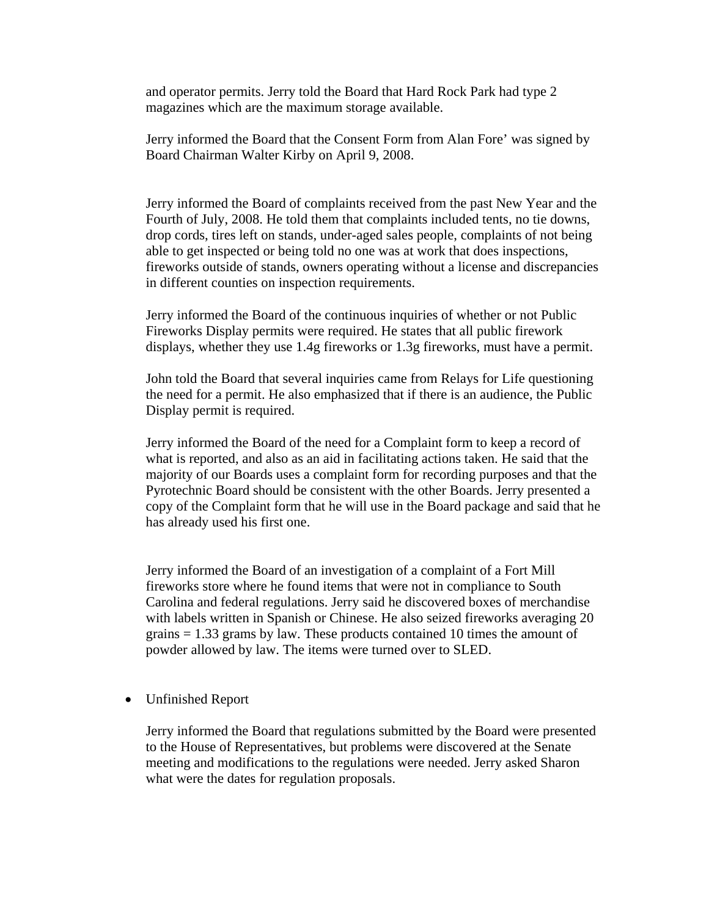and operator permits. Jerry told the Board that Hard Rock Park had type 2 magazines which are the maximum storage available.

Jerry informed the Board that the Consent Form from Alan Fore' was signed by Board Chairman Walter Kirby on April 9, 2008.

Jerry informed the Board of complaints received from the past New Year and the Fourth of July, 2008. He told them that complaints included tents, no tie downs, drop cords, tires left on stands, under-aged sales people, complaints of not being able to get inspected or being told no one was at work that does inspections, fireworks outside of stands, owners operating without a license and discrepancies in different counties on inspection requirements.

Jerry informed the Board of the continuous inquiries of whether or not Public Fireworks Display permits were required. He states that all public firework displays, whether they use 1.4g fireworks or 1.3g fireworks, must have a permit.

John told the Board that several inquiries came from Relays for Life questioning the need for a permit. He also emphasized that if there is an audience, the Public Display permit is required.

Jerry informed the Board of the need for a Complaint form to keep a record of what is reported, and also as an aid in facilitating actions taken. He said that the majority of our Boards uses a complaint form for recording purposes and that the Pyrotechnic Board should be consistent with the other Boards. Jerry presented a copy of the Complaint form that he will use in the Board package and said that he has already used his first one.

Jerry informed the Board of an investigation of a complaint of a Fort Mill fireworks store where he found items that were not in compliance to South Carolina and federal regulations. Jerry said he discovered boxes of merchandise with labels written in Spanish or Chinese. He also seized fireworks averaging 20 grains = 1.33 grams by law. These products contained 10 times the amount of powder allowed by law. The items were turned over to SLED.

- Unfinished Report

  Jerry informed the Board that regulations submitted by the Board were presented to the House of Representatives, but problems were discovered at the Senate meeting and modifications to the regulations were needed. Jerry asked Sharon what were the dates for regulation proposals.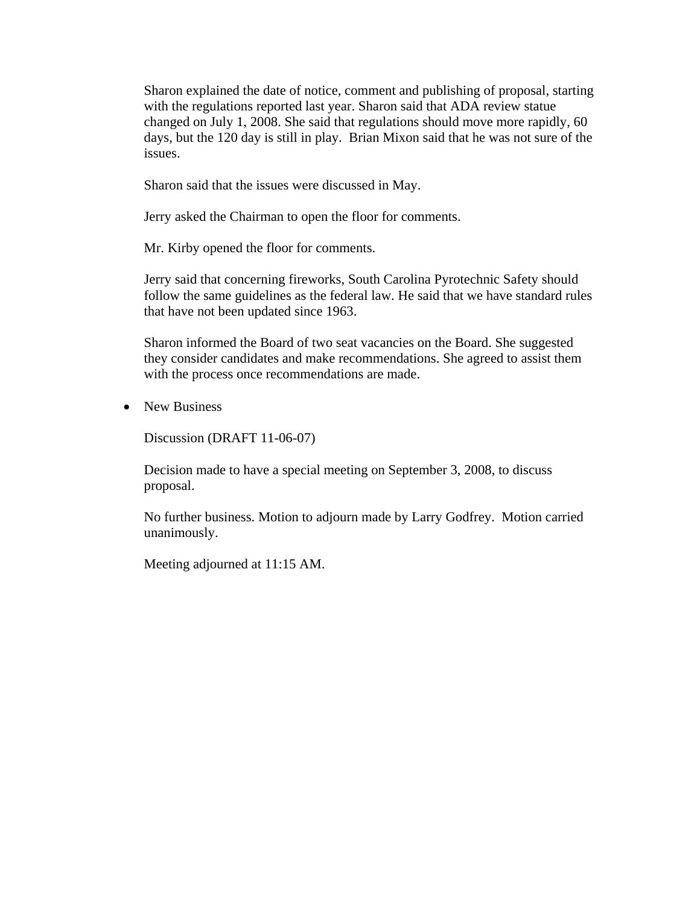Sharon explained the date of notice, comment and publishing of proposal, starting with the regulations reported last year. Sharon said that ADA review statue changed on July 1, 2008. She said that regulations should move more rapidly, 60 days, but the 120 day is still in play.  Brian Mixon said that he was not sure of the issues.

Sharon said that the issues were discussed in May.

Jerry asked the Chairman to open the floor for comments.

Mr. Kirby opened the floor for comments.

Jerry said that concerning fireworks, South Carolina Pyrotechnic Safety should follow the same guidelines as the federal law. He said that we have standard rules that have not been updated since 1963.

Sharon informed the Board of two seat vacancies on the Board. She suggested they consider candidates and make recommendations. She agreed to assist them with the process once recommendations are made.

- New Business

  Discussion (DRAFT 11-06-07)

  Decision made to have a special meeting on September 3, 2008, to discuss proposal.

  No further business. Motion to adjourn made by Larry Godfrey.  Motion carried unanimously.

  Meeting adjourned at 11:15 AM.